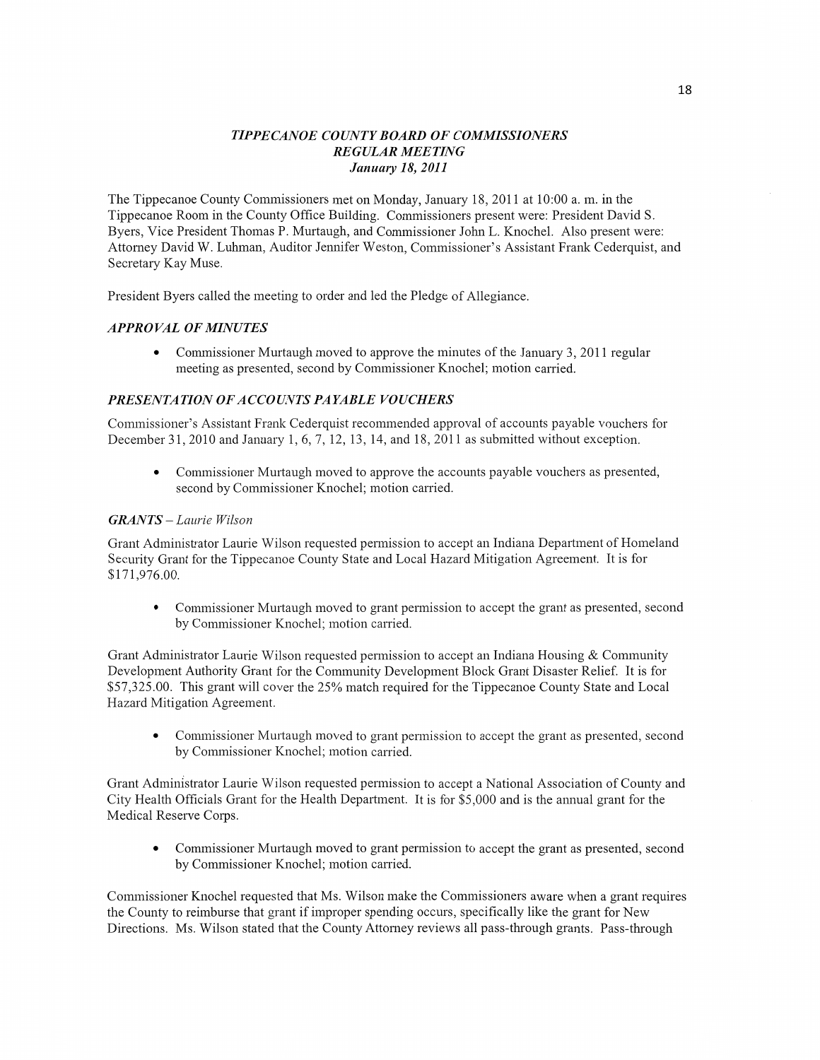## *TIPPECANOE COUNTY BOARD OF COMMISSIONERS*
## *REGULAR MEETING*
### *January 18, 2011*

The Tippecanoe County Commissioners met on Monday, January 18, 2011 at 10:00 a. m. in the Tippecanoe Room in the County Office Building. Commissioners present were: President David S. Byers, Vice President Thomas P. Murtaugh, and Commissioner John L. Knochel. Also present were: Attorney David W. Luhman, Auditor Jennifer Weston, Commissioner's Assistant Frank Cederquist, and Secretary Kay Muse.

President Byers called the meeting to order and led the Pledge of Allegiance.

### *APPROVAL OF MINUTES*

- Commissioner Murtaugh moved to approve the minutes of the January 3, 2011 regular meeting as presented, second by Commissioner Knochel; motion carried.

### *PRESENTATION OF ACCOUNTS PAYABLE VOUCHERS*

Commissioner's Assistant Frank Cederquist recommended approval of accounts payable vouchers for December 31, 2010 and January 1, 6, 7, 12, 13, 14, and 18, 2011 as submitted without exception.

- Commissioner Murtaugh moved to approve the accounts payable vouchers as presented, second by Commissioner Knochel; motion carried.

### *GRANTS – Laurie Wilson*

Grant Administrator Laurie Wilson requested permission to accept an Indiana Department of Homeland Security Grant for the Tippecanoe County State and Local Hazard Mitigation Agreement. It is for $171,976.00.

- Commissioner Murtaugh moved to grant permission to accept the grant as presented, second by Commissioner Knochel; motion carried.

Grant Administrator Laurie Wilson requested permission to accept an Indiana Housing & Community Development Authority Grant for the Community Development Block Grant Disaster Relief. It is for $57,325.00. This grant will cover the 25% match required for the Tippecanoe County State and Local Hazard Mitigation Agreement.

- Commissioner Murtaugh moved to grant permission to accept the grant as presented, second by Commissioner Knochel; motion carried.

Grant Administrator Laurie Wilson requested permission to accept a National Association of County and City Health Officials Grant for the Health Department. It is for $5,000 and is the annual grant for the Medical Reserve Corps.

- Commissioner Murtaugh moved to grant permission to accept the grant as presented, second by Commissioner Knochel; motion carried.

Commissioner Knochel requested that Ms. Wilson make the Commissioners aware when a grant requires the County to reimburse that grant if improper spending occurs, specifically like the grant for New Directions. Ms. Wilson stated that the County Attorney reviews all pass-through grants. Pass-through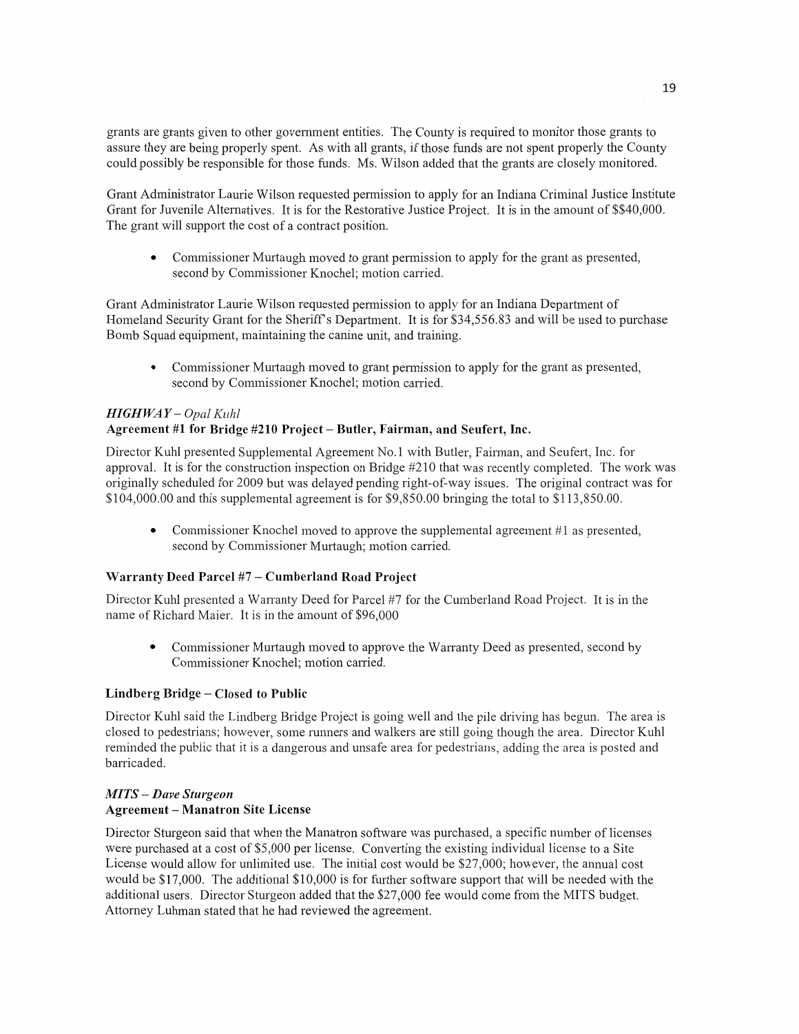grants are grants given to other government entities. The County is required to monitor those grants to assure they are being properly spent. As with all grants, if those funds are not spent properly the County could possibly be responsible for those funds. Ms. Wilson added that the grants are closely monitored.

Grant Administrator Laurie Wilson requested permission to apply for an Indiana Criminal Justice Institute Grant for Juvenile Alternatives. It is for the Restorative Justice Project. It is in the amount of $$40,000. The grant will support the cost of a contract position.

- Commissioner Murtaugh moved to grant permission to apply for the grant as presented, second by Commissioner Knochel; motion carried.

Grant Administrator Laurie Wilson requested permission to apply for an Indiana Department of Homeland Security Grant for the Sheriff's Department. It is for $34,556.83 and will be used to purchase Bomb Squad equipment, maintaining the canine unit, and training.

- Commissioner Murtaugh moved to grant permission to apply for the grant as presented, second by Commissioner Knochel; motion carried.

***HIGHWAY** – Opal Kuhl*

**Agreement #1 for Bridge #210 Project – Butler, Fairman, and Seufert, Inc.**

Director Kuhl presented Supplemental Agreement No.1 with Butler, Fairman, and Seufert, Inc. for approval. It is for the construction inspection on Bridge #210 that was recently completed. The work was originally scheduled for 2009 but was delayed pending right-of-way issues. The original contract was for $104,000.00 and this supplemental agreement is for $9,850.00 bringing the total to $113,850.00.

- Commissioner Knochel moved to approve the supplemental agreement #1 as presented, second by Commissioner Murtaugh; motion carried.

**Warranty Deed Parcel #7 – Cumberland Road Project**

Director Kuhl presented a Warranty Deed for Parcel #7 for the Cumberland Road Project. It is in the name of Richard Maier. It is in the amount of $96,000

- Commissioner Murtaugh moved to approve the Warranty Deed as presented, second by Commissioner Knochel; motion carried.

**Lindberg Bridge – Closed to Public**

Director Kuhl said the Lindberg Bridge Project is going well and the pile driving has begun. The area is closed to pedestrians; however, some runners and walkers are still going though the area. Director Kuhl reminded the public that it is a dangerous and unsafe area for pedestrians, adding the area is posted and barricaded.

***MITS – Dave Sturgeon***

**Agreement – Manatron Site License**

Director Sturgeon said that when the Manatron software was purchased, a specific number of licenses were purchased at a cost of $5,000 per license. Converting the existing individual license to a Site License would allow for unlimited use. The initial cost would be $27,000; however, the annual cost would be $17,000. The additional $10,000 is for further software support that will be needed with the additional users. Director Sturgeon added that the $27,000 fee would come from the MITS budget. Attorney Luhman stated that he had reviewed the agreement.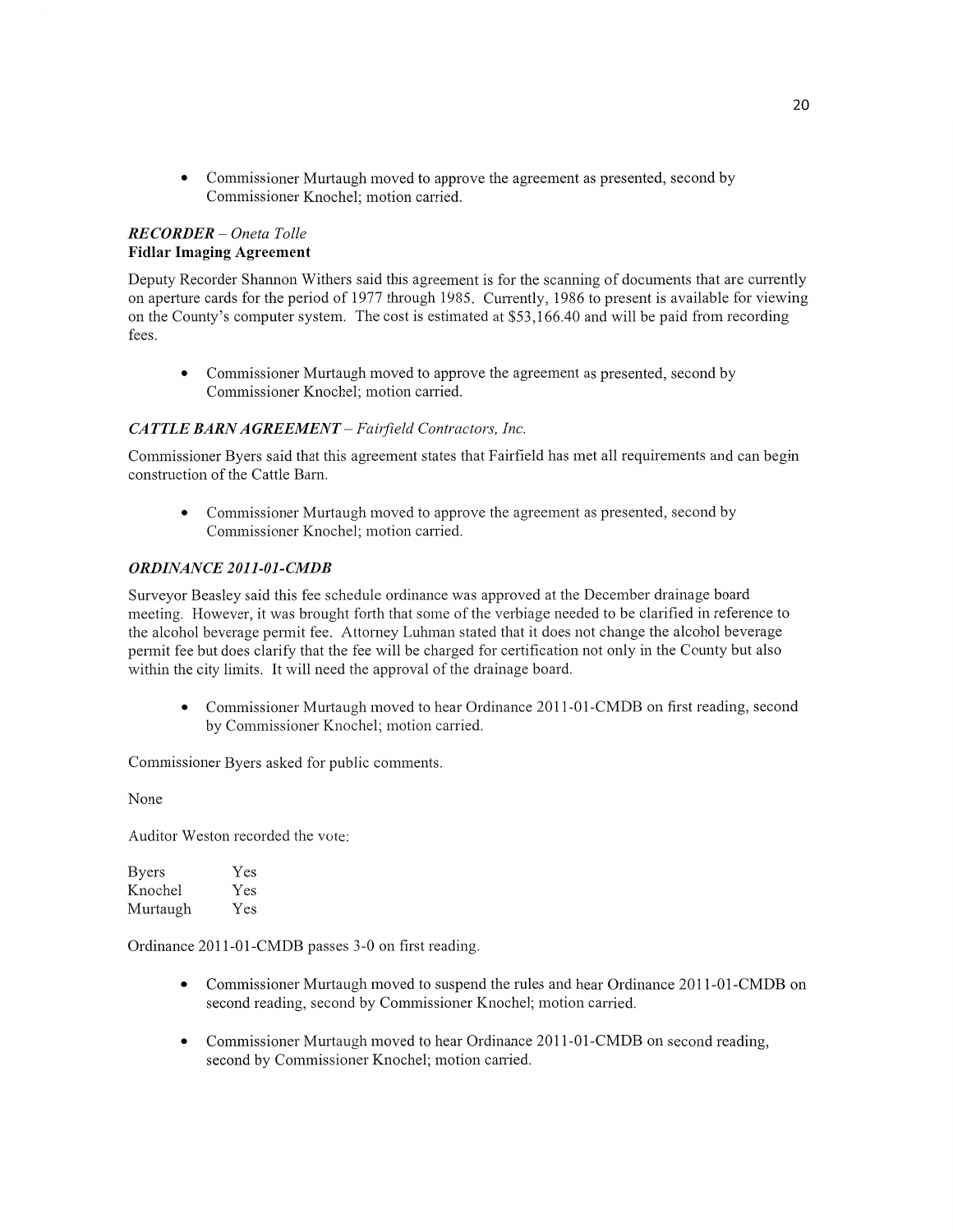- Commissioner Murtaugh moved to approve the agreement as presented, second by Commissioner Knochel; motion carried.

***RECORDER** – Oneta Tolle*

**Fidlar Imaging Agreement**

Deputy Recorder Shannon Withers said this agreement is for the scanning of documents that are currently on aperture cards for the period of 1977 through 1985. Currently, 1986 to present is available for viewing on the County's computer system. The cost is estimated at $53,166.40 and will be paid from recording fees.

- Commissioner Murtaugh moved to approve the agreement as presented, second by Commissioner Knochel; motion carried.

***CATTLE BARN AGREEMENT** – Fairfield Contractors, Inc.*

Commissioner Byers said that this agreement states that Fairfield has met all requirements and can begin construction of the Cattle Barn.

- Commissioner Murtaugh moved to approve the agreement as presented, second by Commissioner Knochel; motion carried.

***ORDINANCE 2011-01-CMDB***

Surveyor Beasley said this fee schedule ordinance was approved at the December drainage board meeting. However, it was brought forth that some of the verbiage needed to be clarified in reference to the alcohol beverage permit fee. Attorney Luhman stated that it does not change the alcohol beverage permit fee but does clarify that the fee will be charged for certification not only in the County but also within the city limits. It will need the approval of the drainage board.

- Commissioner Murtaugh moved to hear Ordinance 2011-01-CMDB on first reading, second by Commissioner Knochel; motion carried.

Commissioner Byers asked for public comments.

None

Auditor Weston recorded the vote:

| | |
|---|---|
| Byers | Yes |
| Knochel | Yes |
| Murtaugh | Yes |

Ordinance 2011-01-CMDB passes 3-0 on first reading.

- Commissioner Murtaugh moved to suspend the rules and hear Ordinance 2011-01-CMDB on second reading, second by Commissioner Knochel; motion carried.

- Commissioner Murtaugh moved to hear Ordinance 2011-01-CMDB on second reading, second by Commissioner Knochel; motion carried.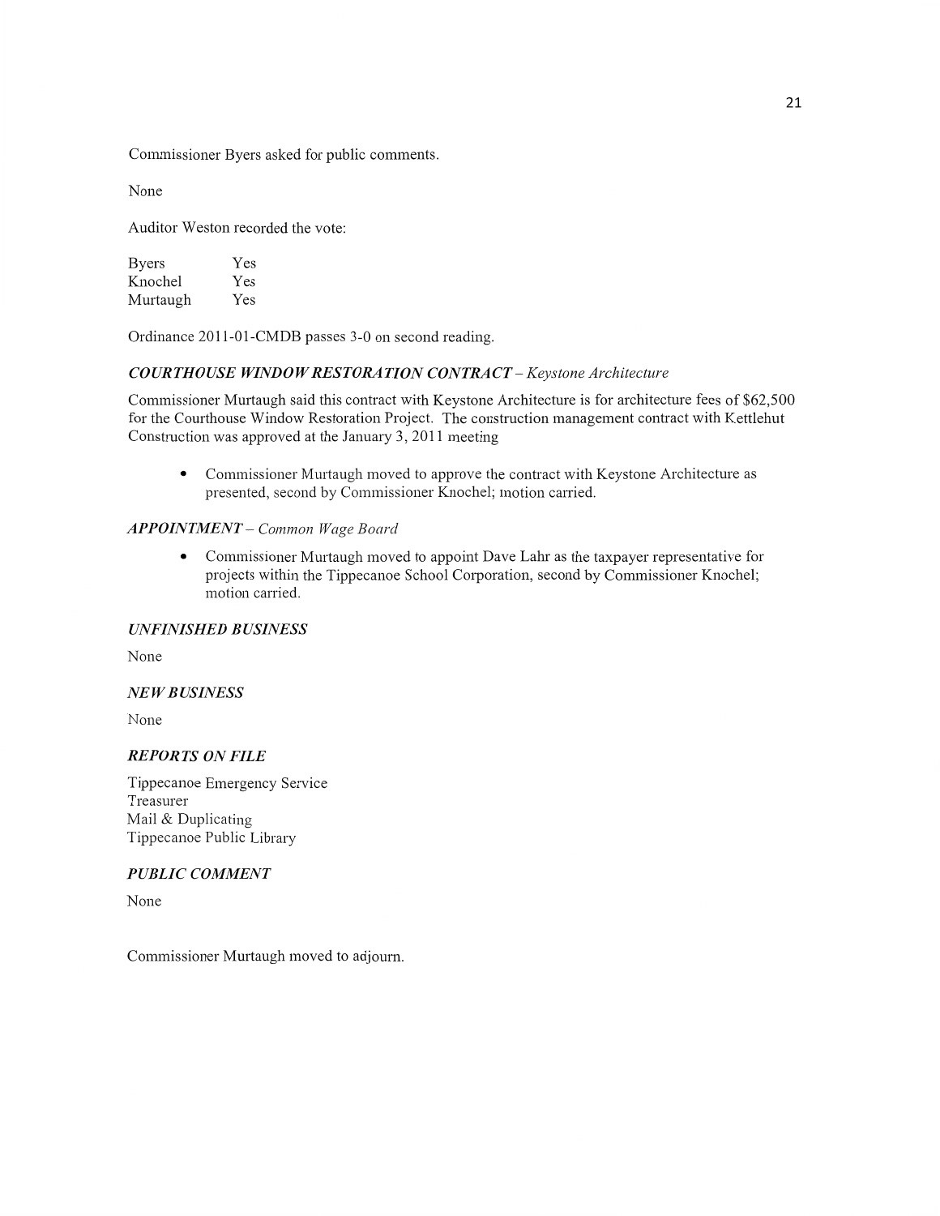Commissioner Byers asked for public comments.

None

Auditor Weston recorded the vote:

| Byers | Yes |
|---|---|
| Knochel | Yes |
| Murtaugh | Yes |

Ordinance 2011-01-CMDB passes 3-0 on second reading.

### *COURTHOUSE WINDOW RESTORATION CONTRACT – Keystone Architecture*

Commissioner Murtaugh said this contract with Keystone Architecture is for architecture fees of $62,500 for the Courthouse Window Restoration Project. The construction management contract with Kettlehut Construction was approved at the January 3, 2011 meeting

- Commissioner Murtaugh moved to approve the contract with Keystone Architecture as presented, second by Commissioner Knochel; motion carried.

### *APPOINTMENT – Common Wage Board*

- Commissioner Murtaugh moved to appoint Dave Lahr as the taxpayer representative for projects within the Tippecanoe School Corporation, second by Commissioner Knochel; motion carried.

### *UNFINISHED BUSINESS*

None

### *NEW BUSINESS*

None

### *REPORTS ON FILE*

Tippecanoe Emergency Service
Treasurer
Mail & Duplicating
Tippecanoe Public Library

### *PUBLIC COMMENT*

None

Commissioner Murtaugh moved to adjourn.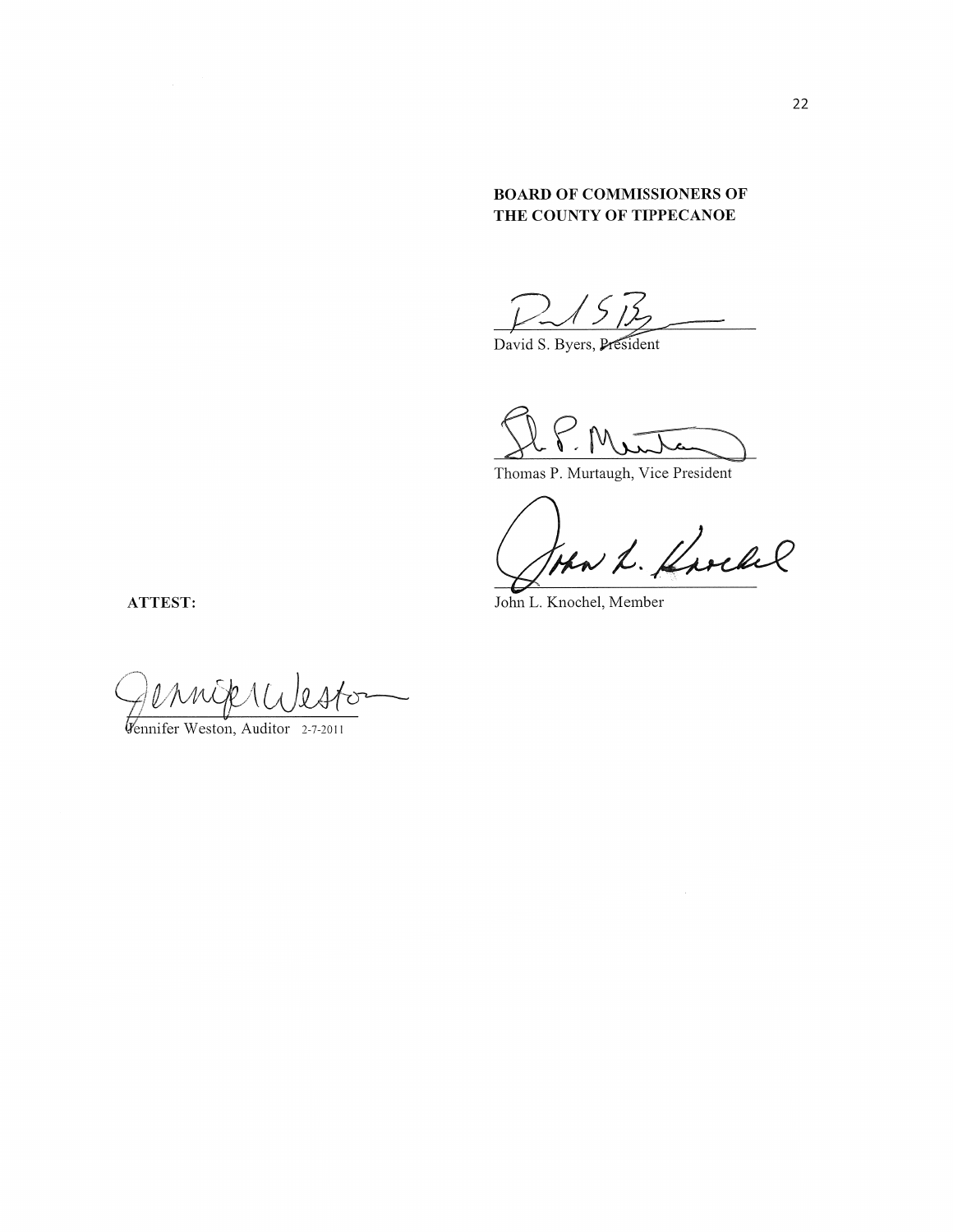**BOARD OF COMMISSIONERS OF THE COUNTY OF TIPPECANOE**

\_\_\_\_\_\_\_\_\_\_\_\_\_\_\_\_\_\_\_\_\_\_\_\_\_\_\_\_\_\_

David S. Byers, President

\_\_\_\_\_\_\_\_\_\_\_\_\_\_\_\_\_\_\_\_\_\_\_\_\_\_\_\_\_\_

Thomas P. Murtaugh, Vice President

\_\_\_\_\_\_\_\_\_\_\_\_\_\_\_\_\_\_\_\_\_\_\_\_\_\_\_\_\_\_

John L. Knochel, Member

**ATTEST:**

\_\_\_\_\_\_\_\_\_\_\_\_\_\_\_\_\_\_\_\_\_\_\_\_\_\_\_\_\_\_

Jennifer Weston, Auditor 2-7-2011